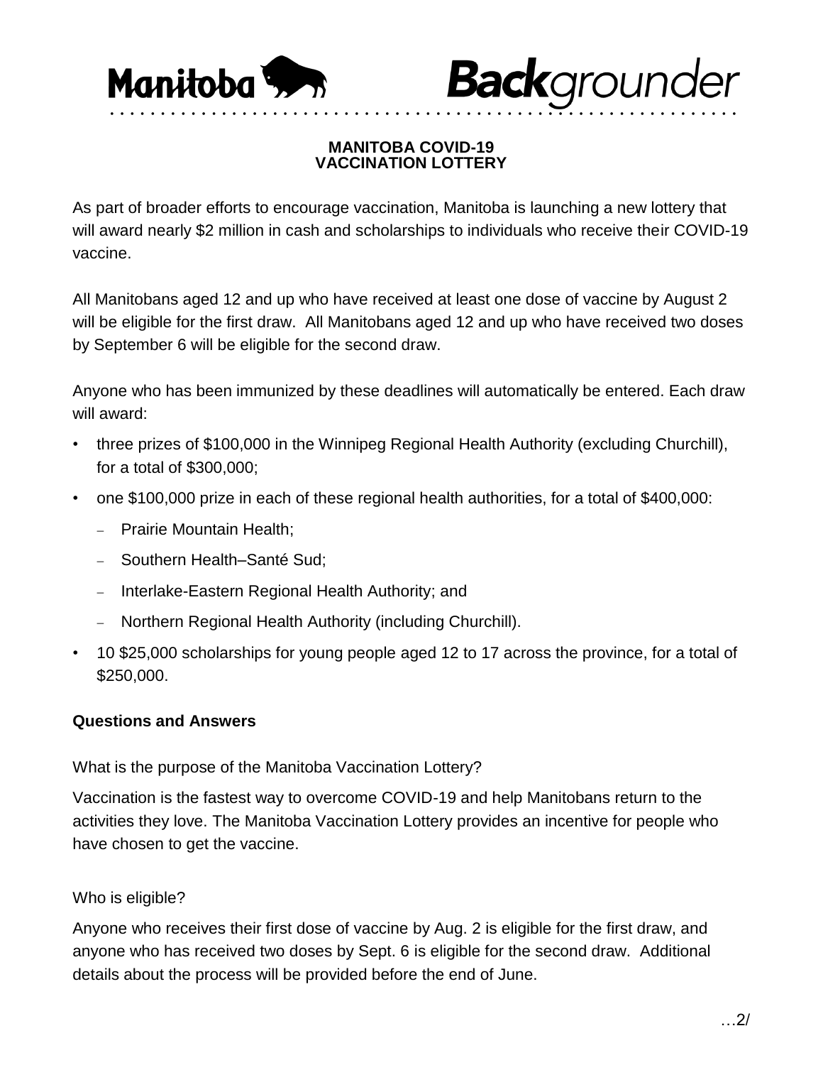Manitoba **Back**grounder

## MANITOBA COVID-19 VACCINATION LOTTERY

As part of broader efforts to encourage vaccination, Manitoba is launching a new lottery that will award nearly $2 million in cash and scholarships to individuals who receive their COVID-19 vaccine.

All Manitobans aged 12 and up who have received at least one dose of vaccine by August 2 will be eligible for the first draw. All Manitobans aged 12 and up who have received two doses by September 6 will be eligible for the second draw.

Anyone who has been immunized by these deadlines will automatically be entered. Each draw will award:

- three prizes of $100,000 in the Winnipeg Regional Health Authority (excluding Churchill), for a total of $300,000;
- one $100,000 prize in each of these regional health authorities, for a total of $400,000:
  - Prairie Mountain Health;
  - Southern Health–Santé Sud;
  - Interlake-Eastern Regional Health Authority; and
  - Northern Regional Health Authority (including Churchill).
- 10 $25,000 scholarships for young people aged 12 to 17 across the province, for a total of $250,000.

### Questions and Answers

What is the purpose of the Manitoba Vaccination Lottery?

Vaccination is the fastest way to overcome COVID-19 and help Manitobans return to the activities they love. The Manitoba Vaccination Lottery provides an incentive for people who have chosen to get the vaccine.

Who is eligible?

Anyone who receives their first dose of vaccine by Aug. 2 is eligible for the first draw, and anyone who has received two doses by Sept. 6 is eligible for the second draw. Additional details about the process will be provided before the end of June.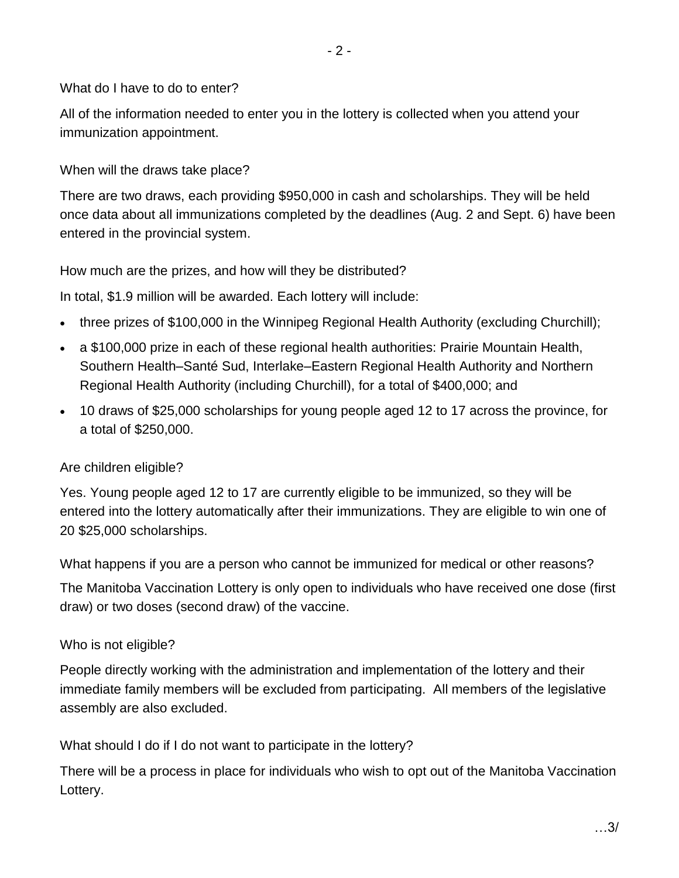What do I have to do to enter?

All of the information needed to enter you in the lottery is collected when you attend your immunization appointment.

When will the draws take place?

There are two draws, each providing $950,000 in cash and scholarships. They will be held once data about all immunizations completed by the deadlines (Aug. 2 and Sept. 6) have been entered in the provincial system.

How much are the prizes, and how will they be distributed?

In total, $1.9 million will be awarded. Each lottery will include:

- three prizes of $100,000 in the Winnipeg Regional Health Authority (excluding Churchill);
- a $100,000 prize in each of these regional health authorities: Prairie Mountain Health, Southern Health–Santé Sud, Interlake–Eastern Regional Health Authority and Northern Regional Health Authority (including Churchill), for a total of $400,000; and
- 10 draws of $25,000 scholarships for young people aged 12 to 17 across the province, for a total of $250,000.

Are children eligible?

Yes. Young people aged 12 to 17 are currently eligible to be immunized, so they will be entered into the lottery automatically after their immunizations. They are eligible to win one of 20 $25,000 scholarships.

What happens if you are a person who cannot be immunized for medical or other reasons?

The Manitoba Vaccination Lottery is only open to individuals who have received one dose (first draw) or two doses (second draw) of the vaccine.

Who is not eligible?

People directly working with the administration and implementation of the lottery and their immediate family members will be excluded from participating. All members of the legislative assembly are also excluded.

What should I do if I do not want to participate in the lottery?

There will be a process in place for individuals who wish to opt out of the Manitoba Vaccination Lottery.

…3/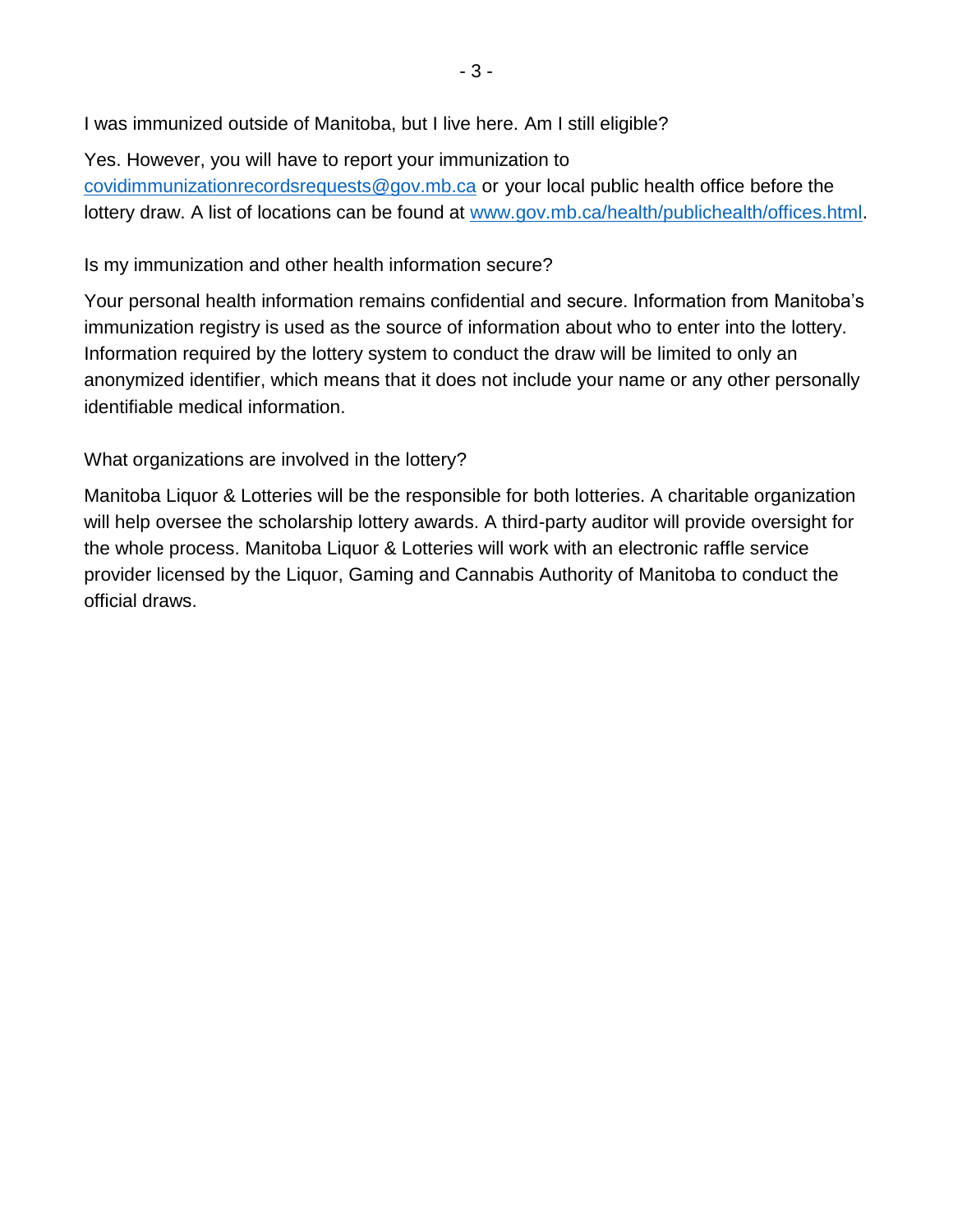I was immunized outside of Manitoba, but I live here. Am I still eligible?

Yes. However, you will have to report your immunization to [covidimmunizationrecordsrequests@gov.mb.ca](mailto:covidimmunizationrecordsrequests@gov.mb.ca) or your local public health office before the lottery draw. A list of locations can be found at [www.gov.mb.ca/health/publichealth/offices.html](http://www.gov.mb.ca/health/publichealth/offices.html).

Is my immunization and other health information secure?

Your personal health information remains confidential and secure. Information from Manitoba's immunization registry is used as the source of information about who to enter into the lottery. Information required by the lottery system to conduct the draw will be limited to only an anonymized identifier, which means that it does not include your name or any other personally identifiable medical information.

What organizations are involved in the lottery?

Manitoba Liquor & Lotteries will be the responsible for both lotteries. A charitable organization will help oversee the scholarship lottery awards. A third-party auditor will provide oversight for the whole process. Manitoba Liquor & Lotteries will work with an electronic raffle service provider licensed by the Liquor, Gaming and Cannabis Authority of Manitoba to conduct the official draws.